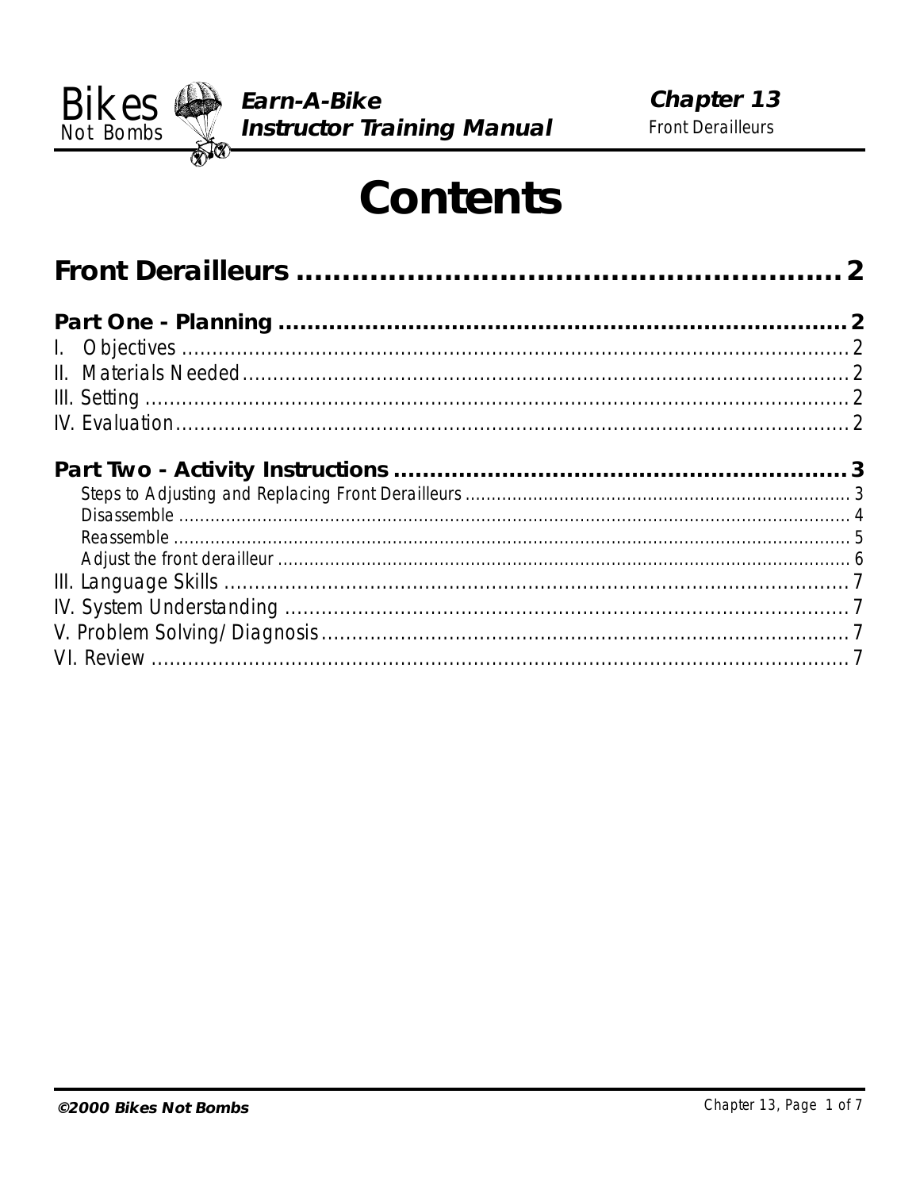# Contents

## Front Derailleurs ........................................................ 2

**Part One - Planning** ........................................................ 2

I. Objectives ........................................................ 2

II. Materials Needed ........................................................ 2

III. Setting ........................................................ 2

IV. Evaluation ........................................................ 2

**Part Two - Activity Instructions** ........................................................ 3

- Steps to Adjusting and Replacing Front Derailleurs ........................................................ 3
- Disassemble ........................................................ 4
- Reassemble ........................................................ 5
- Adjust the front derailleur ........................................................ 6

III. Language Skills ........................................................ 7

IV. System Understanding ........................................................ 7

V. Problem Solving/Diagnosis ........................................................ 7

VI. Review ........................................................ 7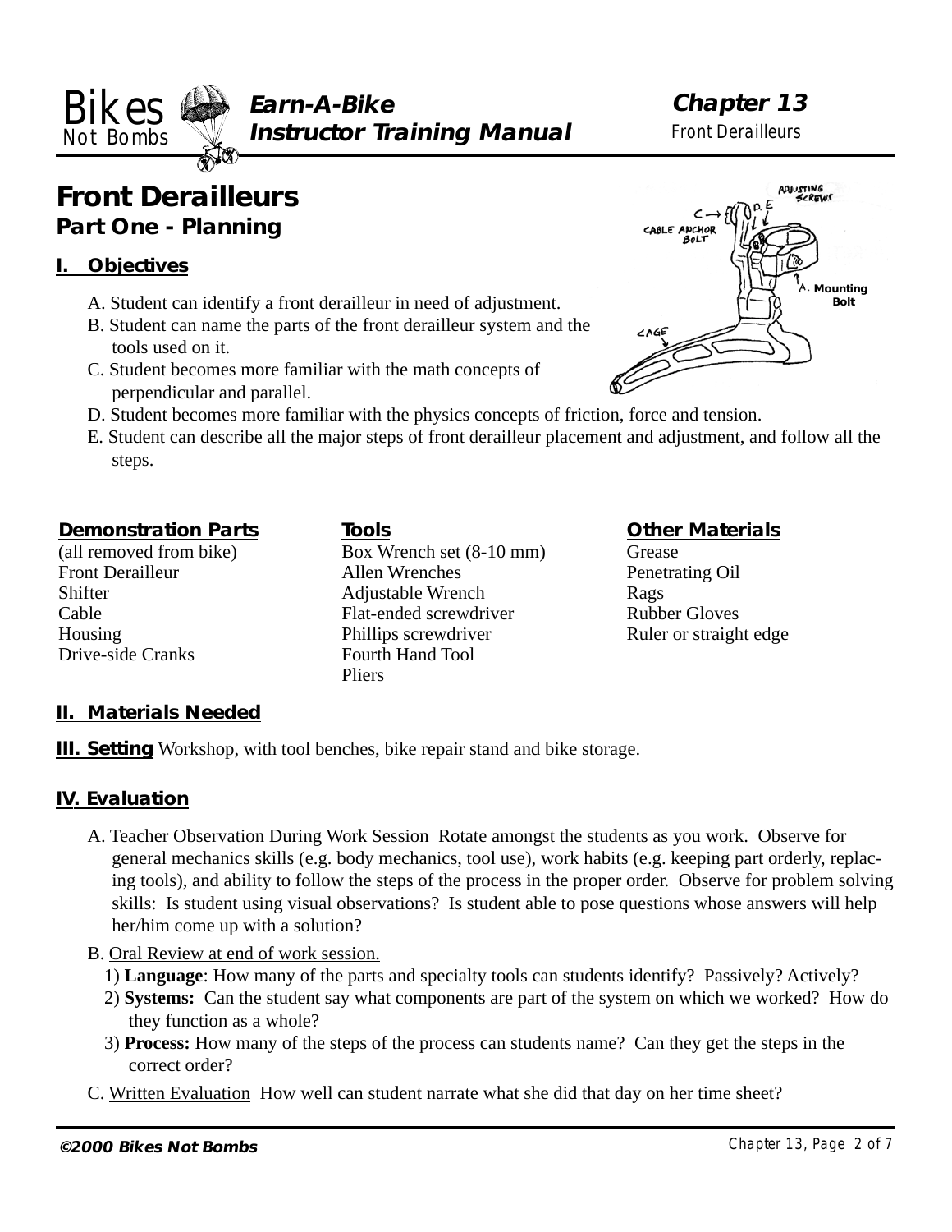# Front Derailleurs

## Part One - Planning

### I. Objectives

A. Student can identify a front derailleur in need of adjustment.

B. Student can name the parts of the front derailleur system and the tools used on it.

C. Student becomes more familiar with the math concepts of perpendicular and parallel.

D. Student becomes more familiar with the physics concepts of friction, force and tension.

E. Student can describe all the major steps of front derailleur placement and adjustment, and follow all the steps.

| Demonstration Parts | Tools | Other Materials |
|---|---|---|
| (all removed from bike) | Box Wrench set (8-10 mm) | Grease |
| Front Derailleur | Allen Wrenches | Penetrating Oil |
| Shifter | Adjustable Wrench | Rags |
| Cable | Flat-ended screwdriver | Rubber Gloves |
| Housing | Phillips screwdriver | Ruler or straight edge |
| Drive-side Cranks | Fourth Hand Tool | |
| | Pliers | |

### II. Materials Needed

**III. Setting** Workshop, with tool benches, bike repair stand and bike storage.

### IV. Evaluation

A. Teacher Observation During Work Session Rotate amongst the students as you work. Observe for general mechanics skills (e.g. body mechanics, tool use), work habits (e.g. keeping part orderly, replacing tools), and ability to follow the steps of the process in the proper order. Observe for problem solving skills: Is student using visual observations? Is student able to pose questions whose answers will help her/him come up with a solution?

B. Oral Review at end of work session.

1) **Language**: How many of the parts and specialty tools can students identify? Passively? Actively?

2) **Systems:** Can the student say what components are part of the system on which we worked? How do they function as a whole?

3) **Process:** How many of the steps of the process can students name? Can they get the steps in the correct order?

C. Written Evaluation How well can student narrate what she did that day on her time sheet?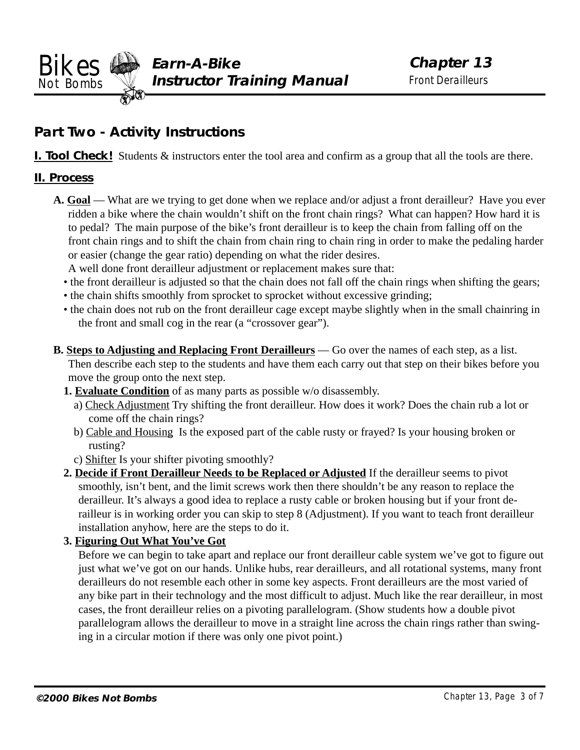## Part Two - Activity Instructions

**I. Tool Check!** Students & instructors enter the tool area and confirm as a group that all the tools are there.

**II. Process**

**A. Goal** — What are we trying to get done when we replace and/or adjust a front derailleur? Have you ever ridden a bike where the chain wouldn't shift on the front chain rings? What can happen? How hard it is to pedal? The main purpose of the bike's front derailleur is to keep the chain from falling off on the front chain rings and to shift the chain from chain ring to chain ring in order to make the pedaling harder or easier (change the gear ratio) depending on what the rider desires.

A well done front derailleur adjustment or replacement makes sure that:

- the front derailleur is adjusted so that the chain does not fall off the chain rings when shifting the gears;
- the chain shifts smoothly from sprocket to sprocket without excessive grinding;
- the chain does not rub on the front derailleur cage except maybe slightly when in the small chainring in the front and small cog in the rear (a "crossover gear").

**B. Steps to Adjusting and Replacing Front Derailleurs** — Go over the names of each step, as a list. Then describe each step to the students and have them each carry out that step on their bikes before you move the group onto the next step.

1. **Evaluate Condition** of as many parts as possible w/o disassembly.
   a) Check Adjustment Try shifting the front derailleur. How does it work? Does the chain rub a lot or come off the chain rings?
   b) Cable and Housing Is the exposed part of the cable rusty or frayed? Is your housing broken or rusting?
   c) Shifter Is your shifter pivoting smoothly?
2. **Decide if Front Derailleur Needs to be Replaced or Adjusted** If the derailleur seems to pivot smoothly, isn't bent, and the limit screws work then there shouldn't be any reason to replace the derailleur. It's always a good idea to replace a rusty cable or broken housing but if your front derailleur is in working order you can skip to step 8 (Adjustment). If you want to teach front derailleur installation anyhow, here are the steps to do it.
3. **Figuring Out What You've Got**
   Before we can begin to take apart and replace our front derailleur cable system we've got to figure out just what we've got on our hands. Unlike hubs, rear derailleurs, and all rotational systems, many front derailleurs do not resemble each other in some key aspects. Front derailleurs are the most varied of any bike part in their technology and the most difficult to adjust. Much like the rear derailleur, in most cases, the front derailleur relies on a pivoting parallelogram. (Show students how a double pivot parallelogram allows the derailleur to move in a straight line across the chain rings rather than swinging in a circular motion if there was only one pivot point.)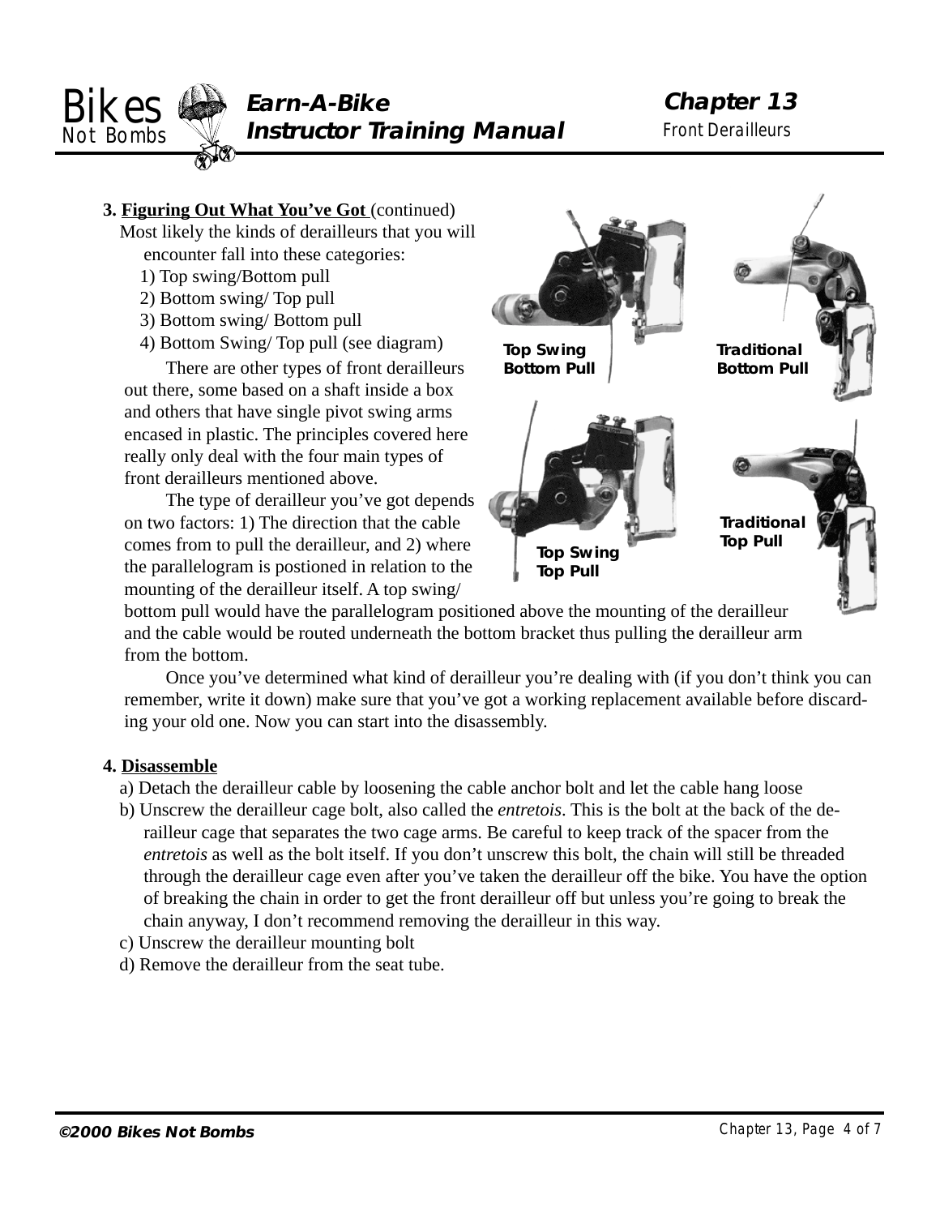**3. Figuring Out What You've Got** (continued)

Most likely the kinds of derailleurs that you will encounter fall into these categories:

1) Top swing/Bottom pull
2) Bottom swing/ Top pull
3) Bottom swing/ Bottom pull
4) Bottom Swing/ Top pull (see diagram)

**Top Swing Bottom Pull**

**Traditional Bottom Pull**

**Top Swing Top Pull**

**Traditional Top Pull**

There are other types of front derailleurs out there, some based on a shaft inside a box and others that have single pivot swing arms encased in plastic. The principles covered here really only deal with the four main types of front derailleurs mentioned above.

The type of derailleur you've got depends on two factors: 1) The direction that the cable comes from to pull the derailleur, and 2) where the parallelogram is postioned in relation to the mounting of the derailleur itself. A top swing/ bottom pull would have the parallelogram positioned above the mounting of the derailleur and the cable would be routed underneath the bottom bracket thus pulling the derailleur arm from the bottom.

Once you've determined what kind of derailleur you're dealing with (if you don't think you can remember, write it down) make sure that you've got a working replacement available before discarding your old one. Now you can start into the disassembly.

**4. Disassemble**

a) Detach the derailleur cable by loosening the cable anchor bolt and let the cable hang loose

b) Unscrew the derailleur cage bolt, also called the *entretois*. This is the bolt at the back of the derailleur cage that separates the two cage arms. Be careful to keep track of the spacer from the *entretois* as well as the bolt itself. If you don't unscrew this bolt, the chain will still be threaded through the derailleur cage even after you've taken the derailleur off the bike. You have the option of breaking the chain in order to get the front derailleur off but unless you're going to break the chain anyway, I don't recommend removing the derailleur in this way.

c) Unscrew the derailleur mounting bolt

d) Remove the derailleur from the seat tube.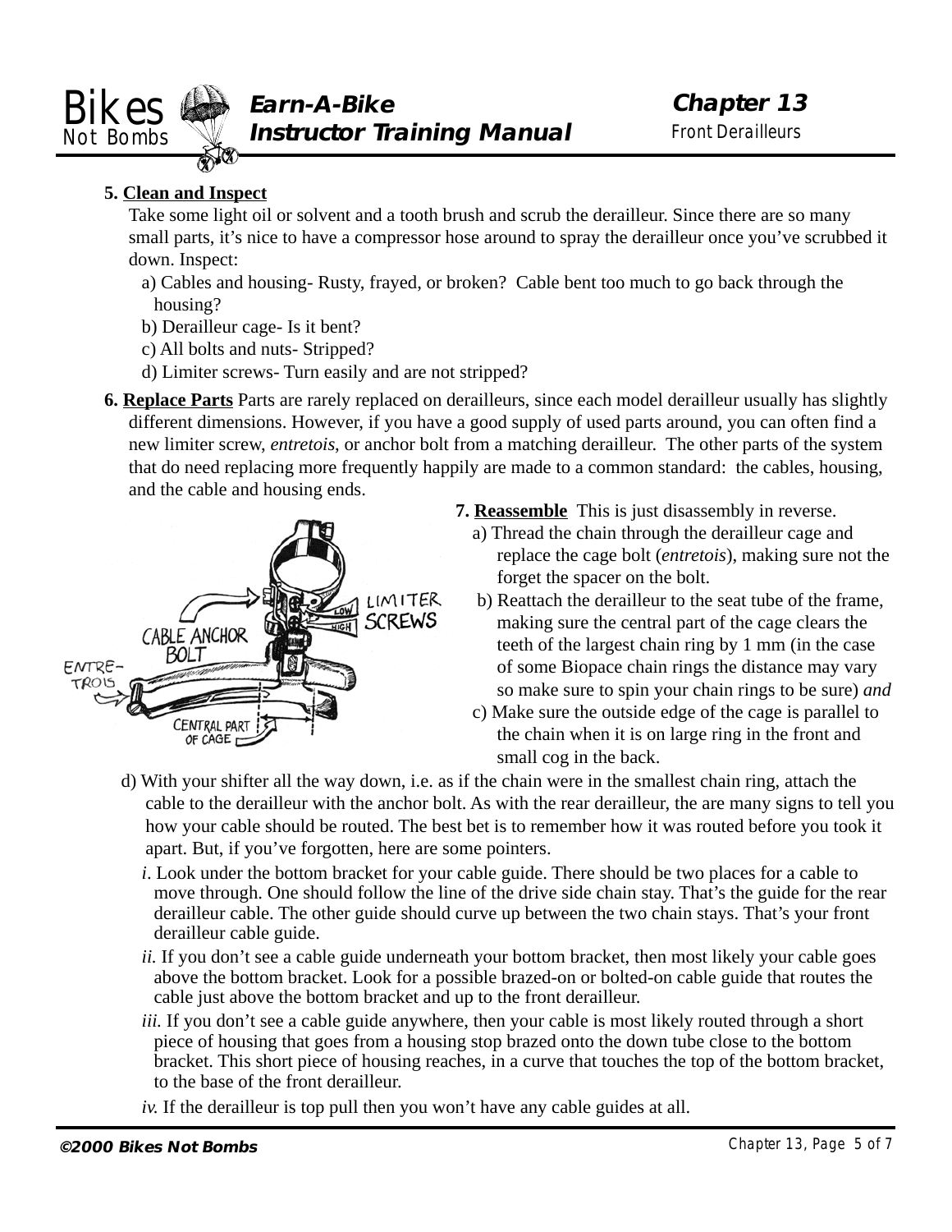**5. Clean and Inspect**

Take some light oil or solvent and a tooth brush and scrub the derailleur. Since there are so many small parts, it's nice to have a compressor hose around to spray the derailleur once you've scrubbed it down. Inspect:

a) Cables and housing- Rusty, frayed, or broken? Cable bent too much to go back through the housing?
b) Derailleur cage- Is it bent?
c) All bolts and nuts- Stripped?
d) Limiter screws- Turn easily and are not stripped?

**6. Replace Parts** Parts are rarely replaced on derailleurs, since each model derailleur usually has slightly different dimensions. However, if you have a good supply of used parts around, you can often find a new limiter screw, *entretois*, or anchor bolt from a matching derailleur. The other parts of the system that do need replacing more frequently happily are made to a common standard: the cables, housing, and the cable and housing ends.

**7. Reassemble** This is just disassembly in reverse.

a) Thread the chain through the derailleur cage and replace the cage bolt (*entretois*), making sure not the forget the spacer on the bolt.
b) Reattach the derailleur to the seat tube of the frame, making sure the central part of the cage clears the teeth of the largest chain ring by 1 mm (in the case of some Biopace chain rings the distance may vary so make sure to spin your chain rings to be sure) *and*
c) Make sure the outside edge of the cage is parallel to the chain when it is on large ring in the front and small cog in the back.
d) With your shifter all the way down, i.e. as if the chain were in the smallest chain ring, attach the cable to the derailleur with the anchor bolt. As with the rear derailleur, the are many signs to tell you how your cable should be routed. The best bet is to remember how it was routed before you took it apart. But, if you've forgotten, here are some pointers.

*i*. Look under the bottom bracket for your cable guide. There should be two places for a cable to move through. One should follow the line of the drive side chain stay. That's the guide for the rear derailleur cable. The other guide should curve up between the two chain stays. That's your front derailleur cable guide.

*ii.* If you don't see a cable guide underneath your bottom bracket, then most likely your cable goes above the bottom bracket. Look for a possible brazed-on or bolted-on cable guide that routes the cable just above the bottom bracket and up to the front derailleur.

*iii.* If you don't see a cable guide anywhere, then your cable is most likely routed through a short piece of housing that goes from a housing stop brazed onto the down tube close to the bottom bracket. This short piece of housing reaches, in a curve that touches the top of the bottom bracket, to the base of the front derailleur.

*iv.* If the derailleur is top pull then you won't have any cable guides at all.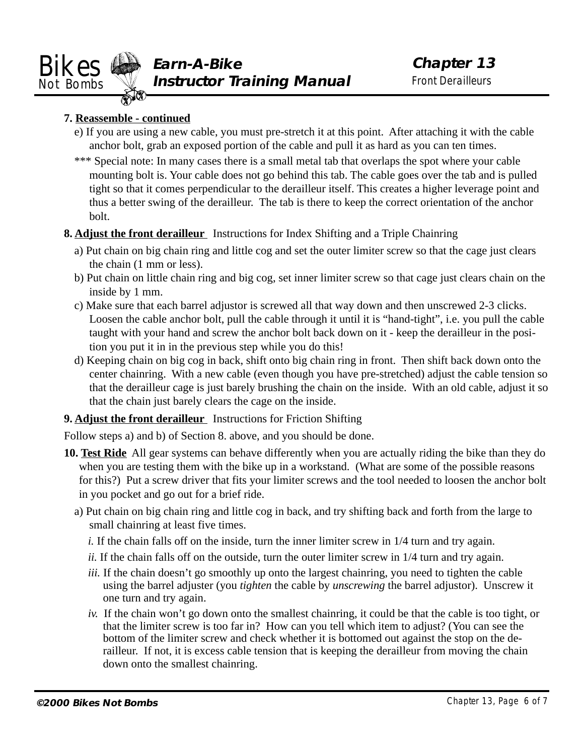**7. Reassemble - continued**

e) If you are using a new cable, you must pre-stretch it at this point. After attaching it with the cable anchor bolt, grab an exposed portion of the cable and pull it as hard as you can ten times.

*** Special note: In many cases there is a small metal tab that overlaps the spot where your cable mounting bolt is. Your cable does not go behind this tab. The cable goes over the tab and is pulled tight so that it comes perpendicular to the derailleur itself. This creates a higher leverage point and thus a better swing of the derailleur. The tab is there to keep the correct orientation of the anchor bolt.

**8. Adjust the front derailleur** Instructions for Index Shifting and a Triple Chainring

a) Put chain on big chain ring and little cog and set the outer limiter screw so that the cage just clears the chain (1 mm or less).

b) Put chain on little chain ring and big cog, set inner limiter screw so that cage just clears chain on the inside by 1 mm.

c) Make sure that each barrel adjustor is screwed all that way down and then unscrewed 2-3 clicks. Loosen the cable anchor bolt, pull the cable through it until it is "hand-tight", i.e. you pull the cable taught with your hand and screw the anchor bolt back down on it - keep the derailleur in the position you put it in in the previous step while you do this!

d) Keeping chain on big cog in back, shift onto big chain ring in front. Then shift back down onto the center chainring. With a new cable (even though you have pre-stretched) adjust the cable tension so that the derailleur cage is just barely brushing the chain on the inside. With an old cable, adjust it so that the chain just barely clears the cage on the inside.

**9. Adjust the front derailleur** Instructions for Friction Shifting

Follow steps a) and b) of Section 8. above, and you should be done.

**10. Test Ride** All gear systems can behave differently when you are actually riding the bike than they do when you are testing them with the bike up in a workstand. (What are some of the possible reasons for this?) Put a screw driver that fits your limiter screws and the tool needed to loosen the anchor bolt in you pocket and go out for a brief ride.

a) Put chain on big chain ring and little cog in back, and try shifting back and forth from the large to small chainring at least five times.

*i.* If the chain falls off on the inside, turn the inner limiter screw in 1/4 turn and try again.

*ii.* If the chain falls off on the outside, turn the outer limiter screw in 1/4 turn and try again.

*iii.* If the chain doesn't go smoothly up onto the largest chainring, you need to tighten the cable using the barrel adjuster (you *tighten* the cable by *unscrewing* the barrel adjustor). Unscrew it one turn and try again.

*iv.* If the chain won't go down onto the smallest chainring, it could be that the cable is too tight, or that the limiter screw is too far in? How can you tell which item to adjust? (You can see the bottom of the limiter screw and check whether it is bottomed out against the stop on the derailleur. If not, it is excess cable tension that is keeping the derailleur from moving the chain down onto the smallest chainring.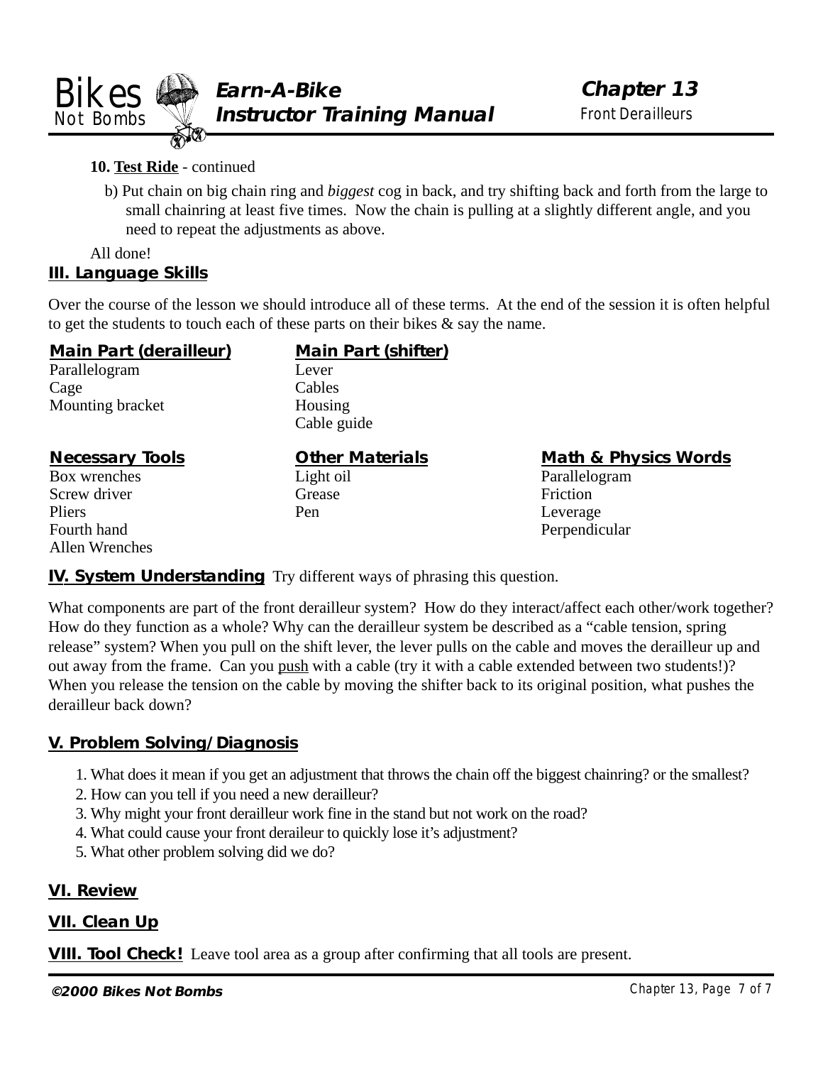**10. <u>Test Ride</u>** - continued

b) Put chain on big chain ring and *biggest* cog in back, and try shifting back and forth from the large to small chainring at least five times. Now the chain is pulling at a slightly different angle, and you need to repeat the adjustments as above.

All done!

## III. Language Skills

Over the course of the lesson we should introduce all of these terms. At the end of the session it is often helpful to get the students to touch each of these parts on their bikes & say the name.

**Main Part (derailleur)**
Parallelogram
Cage
Mounting bracket

**Main Part (shifter)**
Lever
Cables
Housing
Cable guide

**Necessary Tools**
Box wrenches
Screw driver
Pliers
Fourth hand
Allen Wrenches

**Other Materials**
Light oil
Grease
Pen

**Math & Physics Words**
Parallelogram
Friction
Leverage
Perpendicular

## IV. System Understanding

Try different ways of phrasing this question.

What components are part of the front derailleur system? How do they interact/affect each other/work together? How do they function as a whole? Why can the derailleur system be described as a "cable tension, spring release" system? When you pull on the shift lever, the lever pulls on the cable and moves the derailleur up and out away from the frame. Can you <u>push</u> with a cable (try it with a cable extended between two students!)? When you release the tension on the cable by moving the shifter back to its original position, what pushes the derailleur back down?

## V. Problem Solving/Diagnosis

1. What does it mean if you get an adjustment that throws the chain off the biggest chainring? or the smallest?
2. How can you tell if you need a new derailleur?
3. Why might your front derailleur work fine in the stand but not work on the road?
4. What could cause your front deraileur to quickly lose it's adjustment?
5. What other problem solving did we do?

## VI. Review

## VII. Clean Up

## VIII. Tool Check!

Leave tool area as a group after confirming that all tools are present.